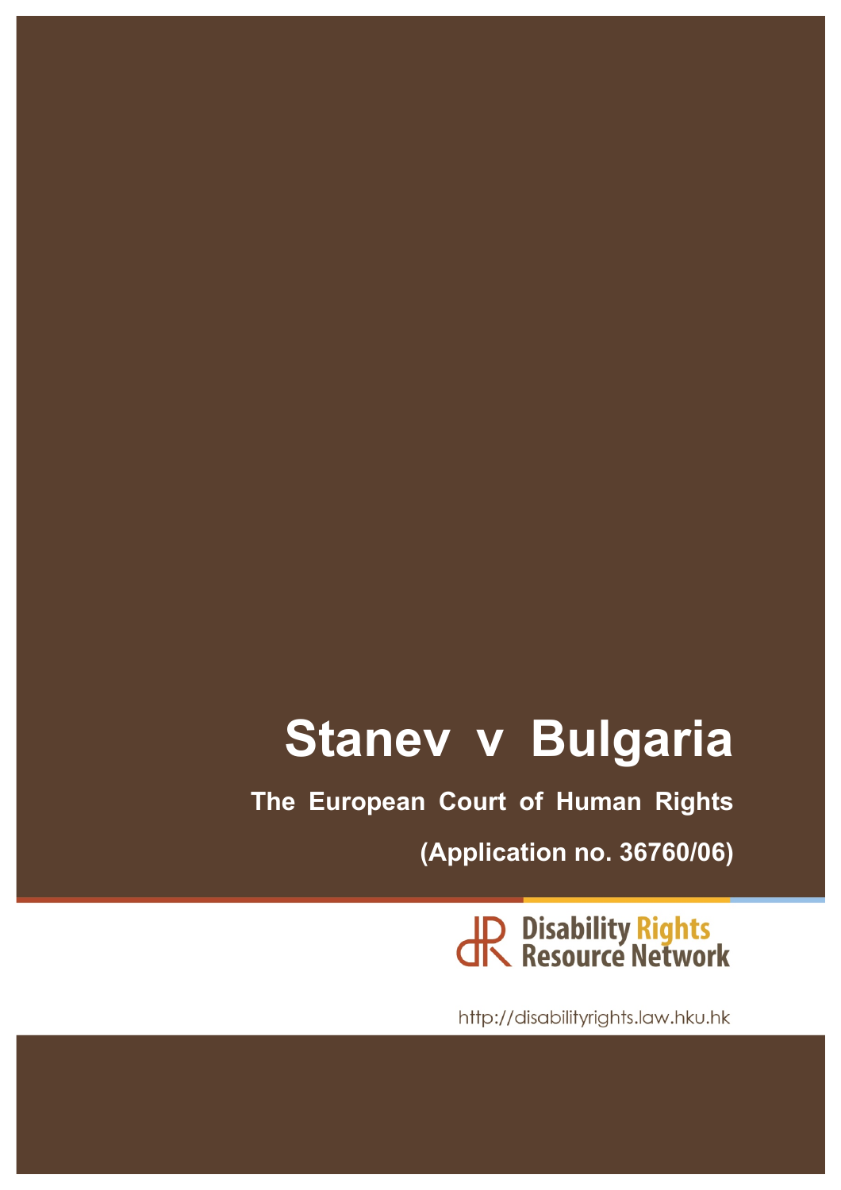# Stanev v Bulgaria

**The European Court of Human Rights**

**(Application no. 36760/06)**

Disability Rights Resource Network

http://disabilityrights.law.hku.hk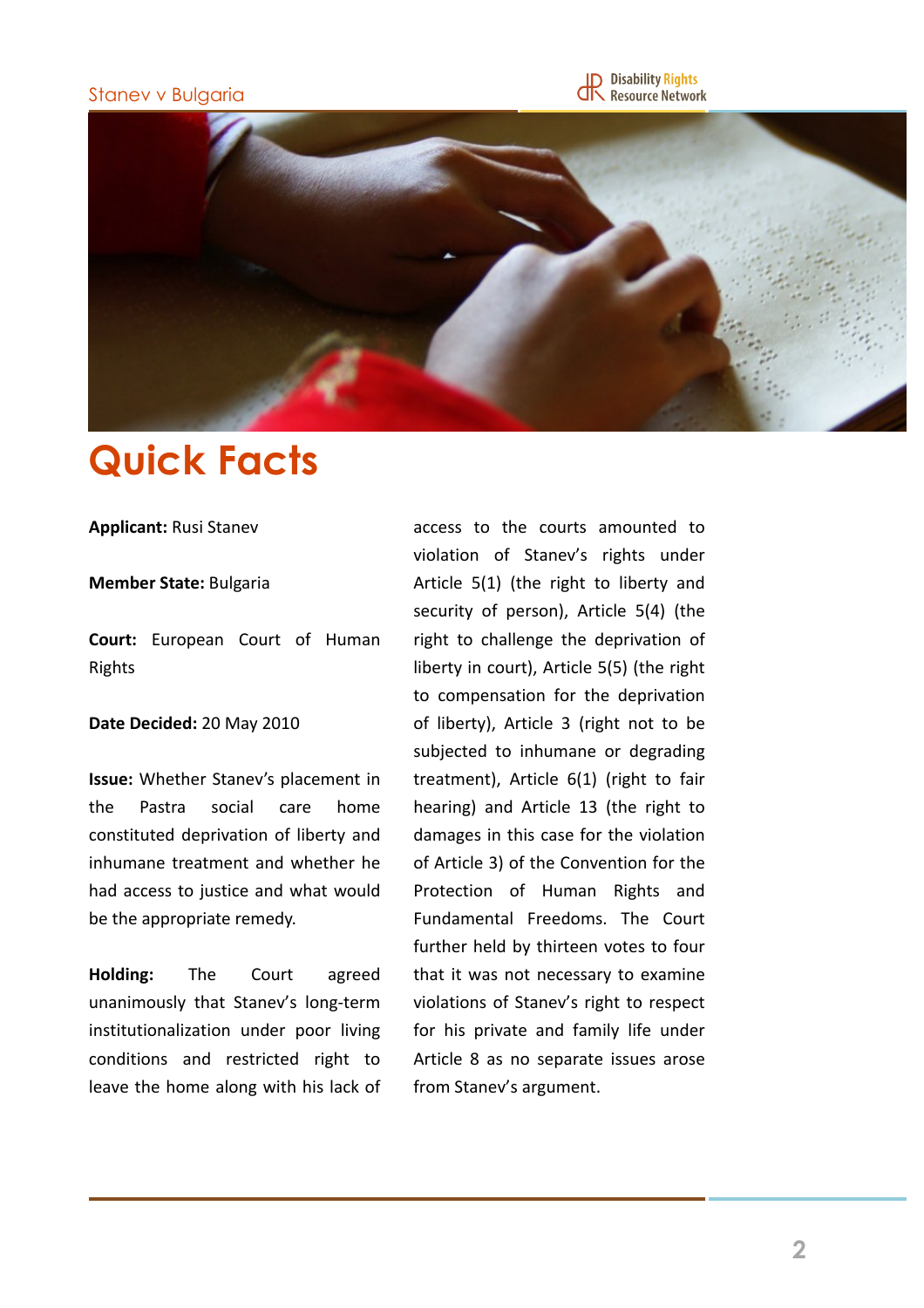# Quick Facts

**Applicant:** Rusi Stanev

**Member State:** Bulgaria

**Court:** European Court of Human Rights

**Date Decided:** 20 May 2010

**Issue:** Whether Stanev's placement in the Pastra social care home constituted deprivation of liberty and inhumane treatment and whether he had access to justice and what would be the appropriate remedy.

**Holding:** The Court agreed unanimously that Stanev's long-term institutionalization under poor living conditions and restricted right to leave the home along with his lack of access to the courts amounted to violation of Stanev's rights under Article 5(1) (the right to liberty and security of person), Article 5(4) (the right to challenge the deprivation of liberty in court), Article 5(5) (the right to compensation for the deprivation of liberty), Article 3 (right not to be subjected to inhumane or degrading treatment), Article 6(1) (right to fair hearing) and Article 13 (the right to damages in this case for the violation of Article 3) of the Convention for the Protection of Human Rights and Fundamental Freedoms. The Court further held by thirteen votes to four that it was not necessary to examine violations of Stanev's right to respect for his private and family life under Article 8 as no separate issues arose from Stanev's argument.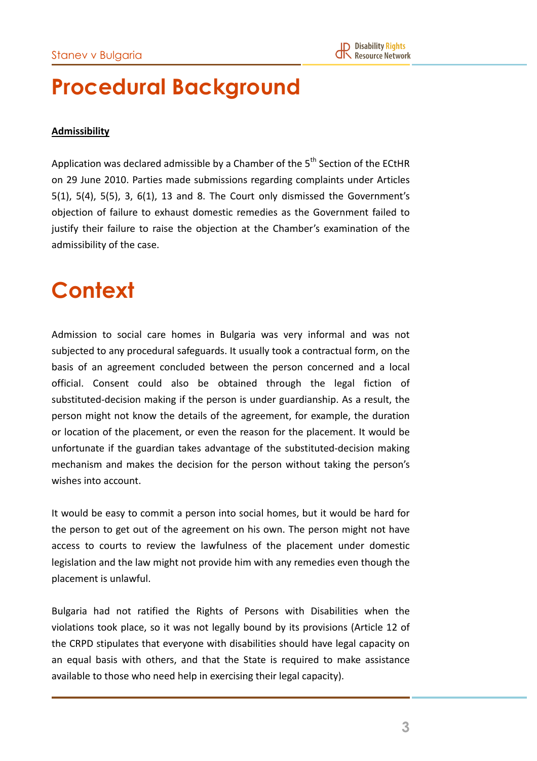# Procedural Background

**Admissibility**

Application was declared admissible by a Chamber of the 5th Section of the ECtHR on 29 June 2010. Parties made submissions regarding complaints under Articles 5(1), 5(4), 5(5), 3, 6(1), 13 and 8. The Court only dismissed the Government's objection of failure to exhaust domestic remedies as the Government failed to justify their failure to raise the objection at the Chamber's examination of the admissibility of the case.

# Context

Admission to social care homes in Bulgaria was very informal and was not subjected to any procedural safeguards. It usually took a contractual form, on the basis of an agreement concluded between the person concerned and a local official. Consent could also be obtained through the legal fiction of substituted-decision making if the person is under guardianship. As a result, the person might not know the details of the agreement, for example, the duration or location of the placement, or even the reason for the placement. It would be unfortunate if the guardian takes advantage of the substituted-decision making mechanism and makes the decision for the person without taking the person's wishes into account.

It would be easy to commit a person into social homes, but it would be hard for the person to get out of the agreement on his own. The person might not have access to courts to review the lawfulness of the placement under domestic legislation and the law might not provide him with any remedies even though the placement is unlawful.

Bulgaria had not ratified the Rights of Persons with Disabilities when the violations took place, so it was not legally bound by its provisions (Article 12 of the CRPD stipulates that everyone with disabilities should have legal capacity on an equal basis with others, and that the State is required to make assistance available to those who need help in exercising their legal capacity).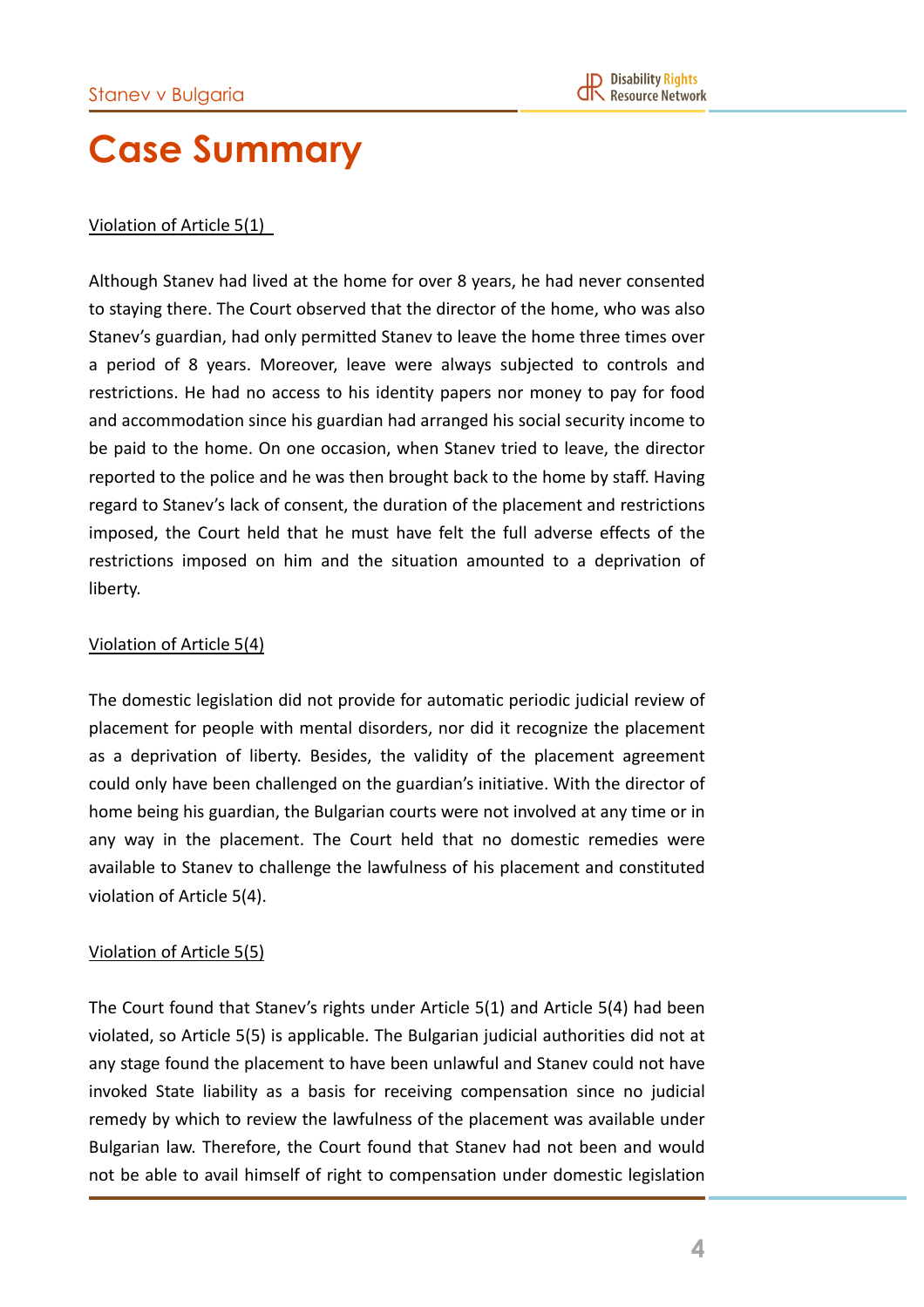# Case Summary

Violation of Article 5(1)

Although Stanev had lived at the home for over 8 years, he had never consented to staying there. The Court observed that the director of the home, who was also Stanev's guardian, had only permitted Stanev to leave the home three times over a period of 8 years. Moreover, leave were always subjected to controls and restrictions. He had no access to his identity papers nor money to pay for food and accommodation since his guardian had arranged his social security income to be paid to the home. On one occasion, when Stanev tried to leave, the director reported to the police and he was then brought back to the home by staff. Having regard to Stanev's lack of consent, the duration of the placement and restrictions imposed, the Court held that he must have felt the full adverse effects of the restrictions imposed on him and the situation amounted to a deprivation of liberty.

Violation of Article 5(4)

The domestic legislation did not provide for automatic periodic judicial review of placement for people with mental disorders, nor did it recognize the placement as a deprivation of liberty. Besides, the validity of the placement agreement could only have been challenged on the guardian's initiative. With the director of home being his guardian, the Bulgarian courts were not involved at any time or in any way in the placement. The Court held that no domestic remedies were available to Stanev to challenge the lawfulness of his placement and constituted violation of Article 5(4).

Violation of Article 5(5)

The Court found that Stanev's rights under Article 5(1) and Article 5(4) had been violated, so Article 5(5) is applicable. The Bulgarian judicial authorities did not at any stage found the placement to have been unlawful and Stanev could not have invoked State liability as a basis for receiving compensation since no judicial remedy by which to review the lawfulness of the placement was available under Bulgarian law. Therefore, the Court found that Stanev had not been and would not be able to avail himself of right to compensation under domestic legislation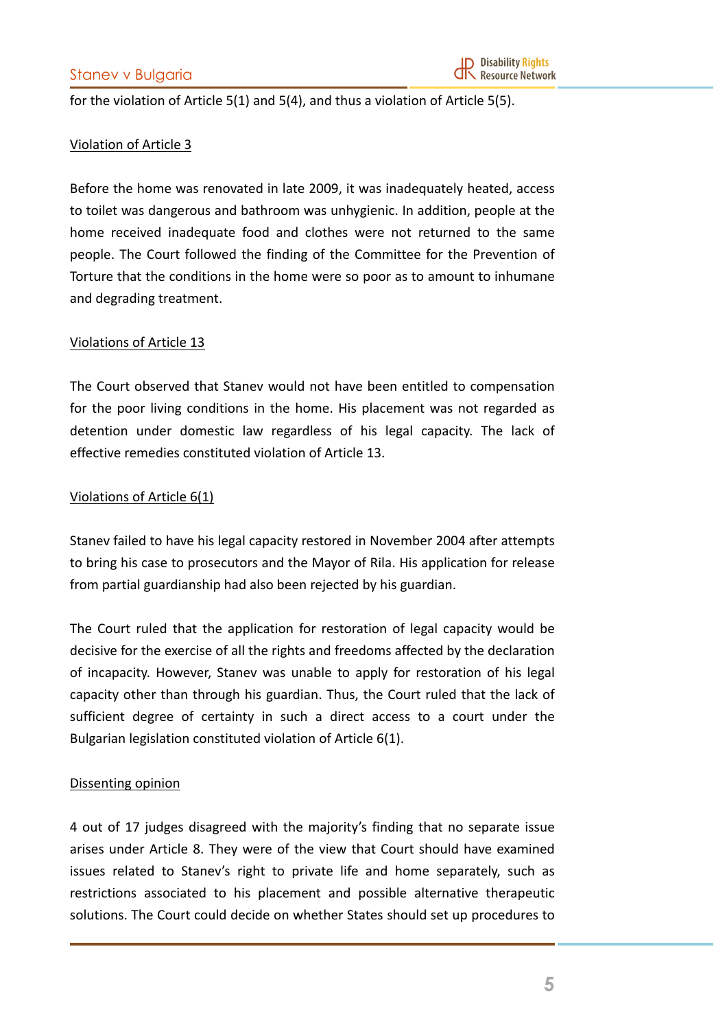for the violation of Article 5(1) and 5(4), and thus a violation of Article 5(5).

Violation of Article 3

Before the home was renovated in late 2009, it was inadequately heated, access to toilet was dangerous and bathroom was unhygienic. In addition, people at the home received inadequate food and clothes were not returned to the same people. The Court followed the finding of the Committee for the Prevention of Torture that the conditions in the home were so poor as to amount to inhumane and degrading treatment.

Violations of Article 13

The Court observed that Stanev would not have been entitled to compensation for the poor living conditions in the home. His placement was not regarded as detention under domestic law regardless of his legal capacity. The lack of effective remedies constituted violation of Article 13.

Violations of Article 6(1)

Stanev failed to have his legal capacity restored in November 2004 after attempts to bring his case to prosecutors and the Mayor of Rila. His application for release from partial guardianship had also been rejected by his guardian.

The Court ruled that the application for restoration of legal capacity would be decisive for the exercise of all the rights and freedoms affected by the declaration of incapacity. However, Stanev was unable to apply for restoration of his legal capacity other than through his guardian. Thus, the Court ruled that the lack of sufficient degree of certainty in such a direct access to a court under the Bulgarian legislation constituted violation of Article 6(1).

Dissenting opinion

4 out of 17 judges disagreed with the majority's finding that no separate issue arises under Article 8. They were of the view that Court should have examined issues related to Stanev's right to private life and home separately, such as restrictions associated to his placement and possible alternative therapeutic solutions. The Court could decide on whether States should set up procedures to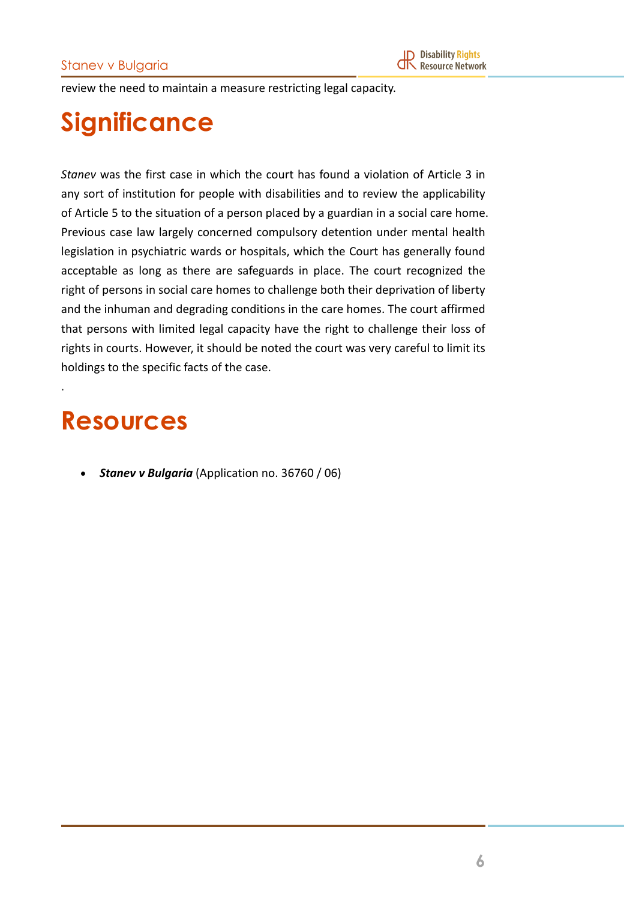review the need to maintain a measure restricting legal capacity.

# Significance

*Stanev* was the first case in which the court has found a violation of Article 3 in any sort of institution for people with disabilities and to review the applicability of Article 5 to the situation of a person placed by a guardian in a social care home. Previous case law largely concerned compulsory detention under mental health legislation in psychiatric wards or hospitals, which the Court has generally found acceptable as long as there are safeguards in place. The court recognized the right of persons in social care homes to challenge both their deprivation of liberty and the inhuman and degrading conditions in the care homes. The court affirmed that persons with limited legal capacity have the right to challenge their loss of rights in courts. However, it should be noted the court was very careful to limit its holdings to the specific facts of the case.

.

# Resources

- ***Stanev v Bulgaria*** (Application no. 36760 / 06)